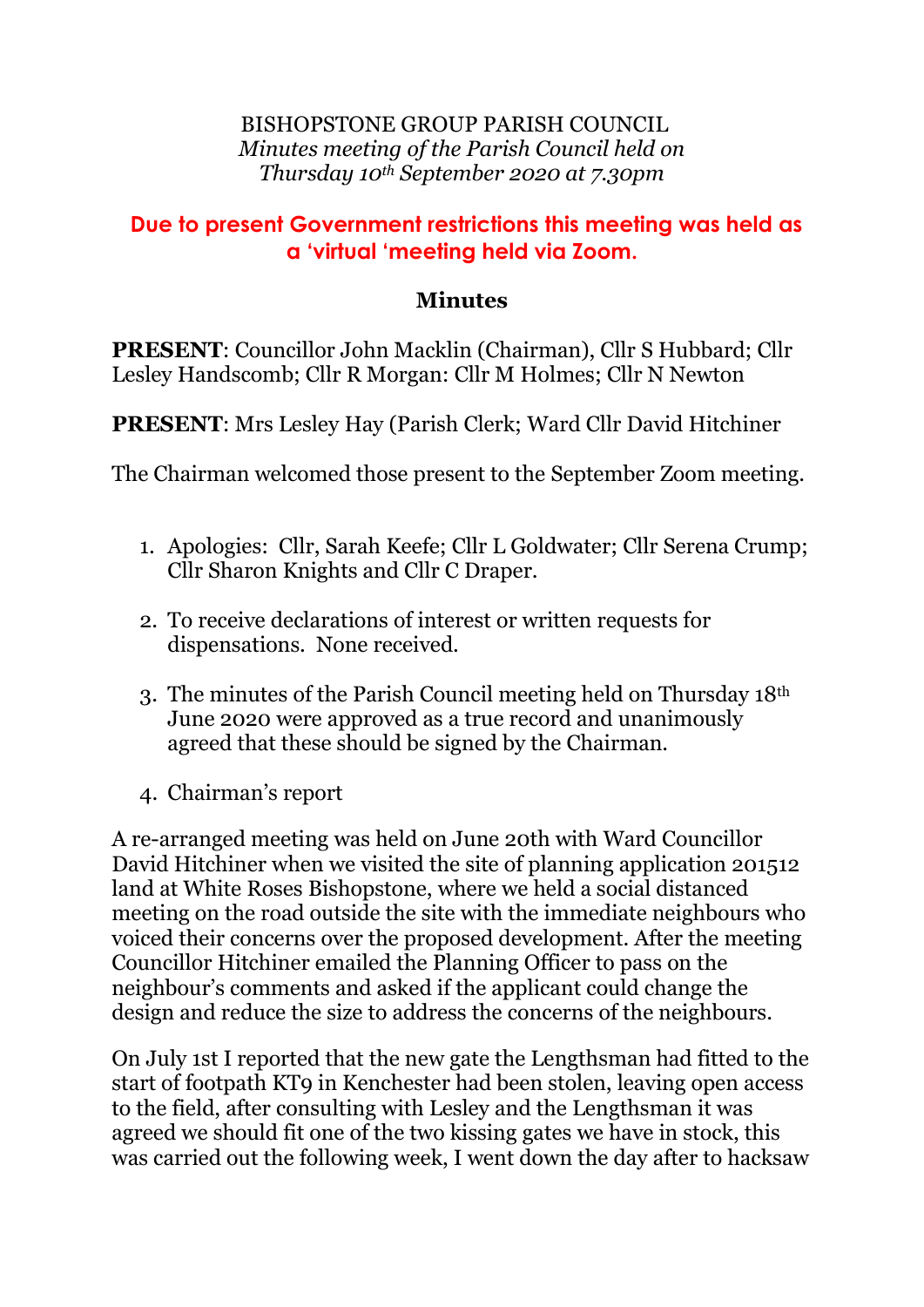BISHOPSTONE GROUP PARISH COUNCIL
*Minutes meeting of the Parish Council held on Thursday 10th September 2020 at 7.30pm*

**Due to present Government restrictions this meeting was held as a 'virtual 'meeting held via Zoom.**

## Minutes

**PRESENT**: Councillor John Macklin (Chairman), Cllr S Hubbard; Cllr Lesley Handscomb; Cllr R Morgan: Cllr M Holmes; Cllr N Newton

**PRESENT**: Mrs Lesley Hay (Parish Clerk; Ward Cllr David Hitchiner

The Chairman welcomed those present to the September Zoom meeting.

1. Apologies: Cllr, Sarah Keefe; Cllr L Goldwater; Cllr Serena Crump; Cllr Sharon Knights and Cllr C Draper.
2. To receive declarations of interest or written requests for dispensations. None received.
3. The minutes of the Parish Council meeting held on Thursday 18th June 2020 were approved as a true record and unanimously agreed that these should be signed by the Chairman.
4. Chairman's report

A re-arranged meeting was held on June 20th with Ward Councillor David Hitchiner when we visited the site of planning application 201512 land at White Roses Bishopstone, where we held a social distanced meeting on the road outside the site with the immediate neighbours who voiced their concerns over the proposed development. After the meeting Councillor Hitchiner emailed the Planning Officer to pass on the neighbour's comments and asked if the applicant could change the design and reduce the size to address the concerns of the neighbours.

On July 1st I reported that the new gate the Lengthsman had fitted to the start of footpath KT9 in Kenchester had been stolen, leaving open access to the field, after consulting with Lesley and the Lengthsman it was agreed we should fit one of the two kissing gates we have in stock, this was carried out the following week, I went down the day after to hacksaw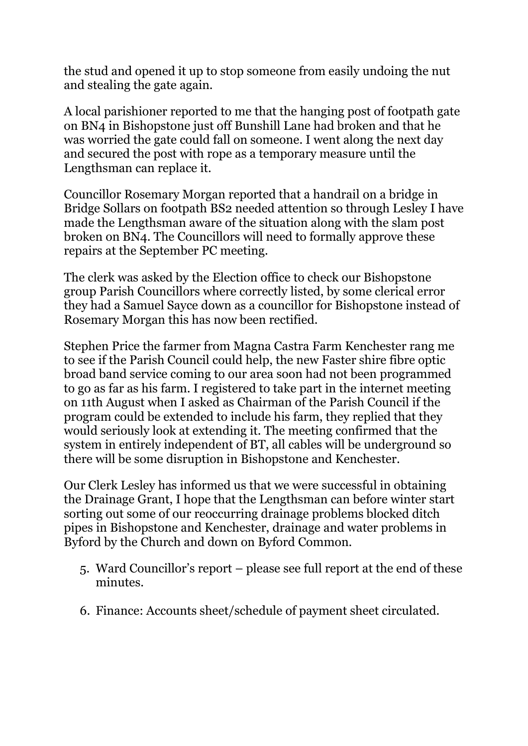the stud and opened it up to stop someone from easily undoing the nut and stealing the gate again.

A local parishioner reported to me that the hanging post of footpath gate on BN4 in Bishopstone just off Bunshill Lane had broken and that he was worried the gate could fall on someone. I went along the next day and secured the post with rope as a temporary measure until the Lengthsman can replace it.

Councillor Rosemary Morgan reported that a handrail on a bridge in Bridge Sollars on footpath BS2 needed attention so through Lesley I have made the Lengthsman aware of the situation along with the slam post broken on BN4. The Councillors will need to formally approve these repairs at the September PC meeting.

The clerk was asked by the Election office to check our Bishopstone group Parish Councillors where correctly listed, by some clerical error they had a Samuel Sayce down as a councillor for Bishopstone instead of Rosemary Morgan this has now been rectified.

Stephen Price the farmer from Magna Castra Farm Kenchester rang me to see if the Parish Council could help, the new Faster shire fibre optic broad band service coming to our area soon had not been programmed to go as far as his farm. I registered to take part in the internet meeting on 11th August when I asked as Chairman of the Parish Council if the program could be extended to include his farm, they replied that they would seriously look at extending it. The meeting confirmed that the system in entirely independent of BT, all cables will be underground so there will be some disruption in Bishopstone and Kenchester.

Our Clerk Lesley has informed us that we were successful in obtaining the Drainage Grant, I hope that the Lengthsman can before winter start sorting out some of our reoccurring drainage problems blocked ditch pipes in Bishopstone and Kenchester, drainage and water problems in Byford by the Church and down on Byford Common.

5. Ward Councillor's report – please see full report at the end of these minutes.

6. Finance: Accounts sheet/schedule of payment sheet circulated.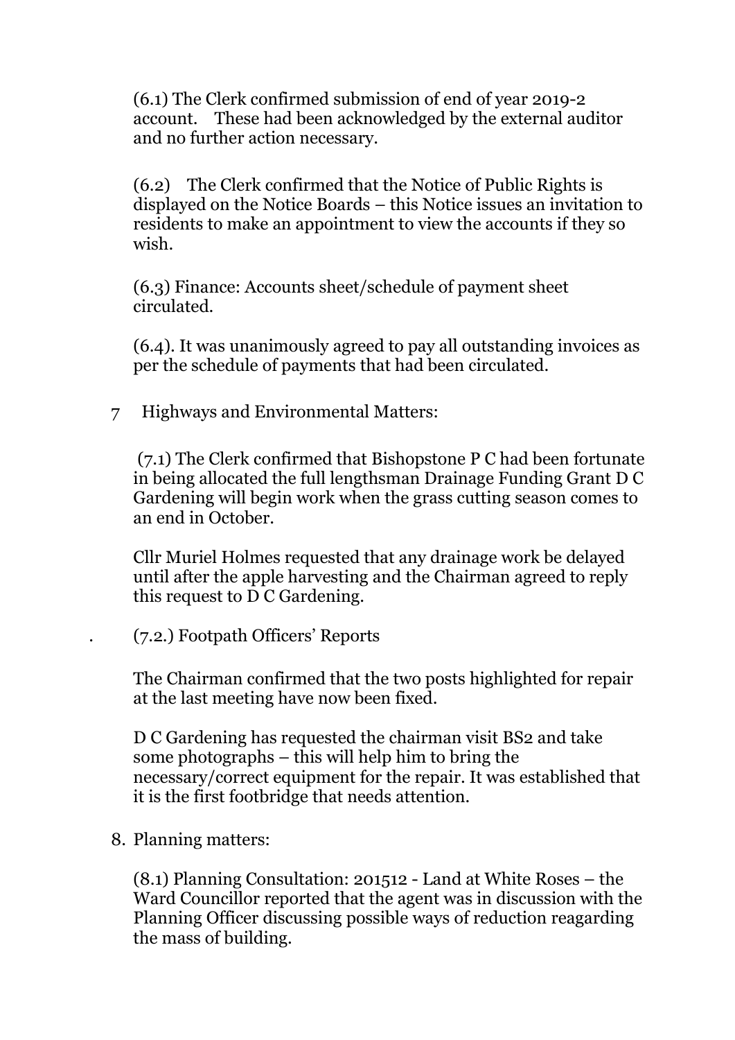(6.1) The Clerk confirmed submission of end of year 2019-2 account. These had been acknowledged by the external auditor and no further action necessary.

(6.2) The Clerk confirmed that the Notice of Public Rights is displayed on the Notice Boards – this Notice issues an invitation to residents to make an appointment to view the accounts if they so wish.

(6.3) Finance: Accounts sheet/schedule of payment sheet circulated.

(6.4). It was unanimously agreed to pay all outstanding invoices as per the schedule of payments that had been circulated.

7 Highways and Environmental Matters:

(7.1) The Clerk confirmed that Bishopstone P C had been fortunate in being allocated the full lengthsman Drainage Funding Grant D C Gardening will begin work when the grass cutting season comes to an end in October.

Cllr Muriel Holmes requested that any drainage work be delayed until after the apple harvesting and the Chairman agreed to reply this request to D C Gardening.

. (7.2.) Footpath Officers' Reports

The Chairman confirmed that the two posts highlighted for repair at the last meeting have now been fixed.

D C Gardening has requested the chairman visit BS2 and take some photographs – this will help him to bring the necessary/correct equipment for the repair. It was established that it is the first footbridge that needs attention.

8. Planning matters:

(8.1) Planning Consultation: 201512 - Land at White Roses – the Ward Councillor reported that the agent was in discussion with the Planning Officer discussing possible ways of reduction reagarding the mass of building.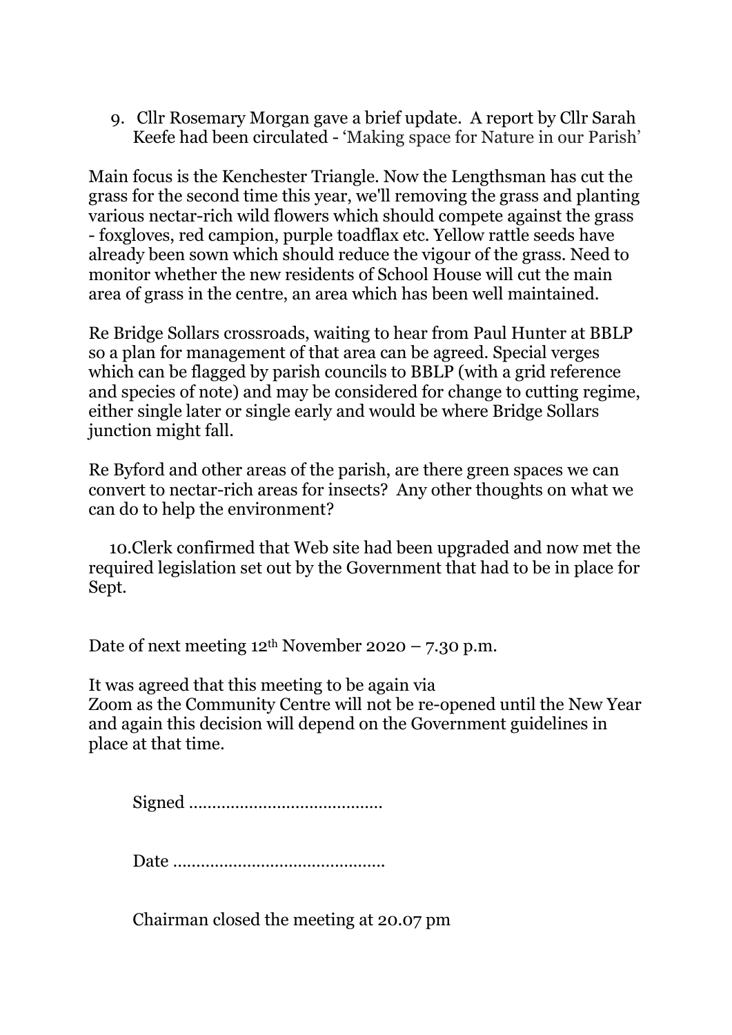9. Cllr Rosemary Morgan gave a brief update. A report by Cllr Sarah Keefe had been circulated - 'Making space for Nature in our Parish'

Main focus is the Kenchester Triangle. Now the Lengthsman has cut the grass for the second time this year, we'll removing the grass and planting various nectar-rich wild flowers which should compete against the grass - foxgloves, red campion, purple toadflax etc. Yellow rattle seeds have already been sown which should reduce the vigour of the grass. Need to monitor whether the new residents of School House will cut the main area of grass in the centre, an area which has been well maintained.

Re Bridge Sollars crossroads, waiting to hear from Paul Hunter at BBLP so a plan for management of that area can be agreed. Special verges which can be flagged by parish councils to BBLP (with a grid reference and species of note) and may be considered for change to cutting regime, either single later or single early and would be where Bridge Sollars junction might fall.

Re Byford and other areas of the parish, are there green spaces we can convert to nectar-rich areas for insects? Any other thoughts on what we can do to help the environment?

10. Clerk confirmed that Web site had been upgraded and now met the required legislation set out by the Government that had to be in place for Sept.

Date of next meeting 12th November 2020 – 7.30 p.m.

It was agreed that this meeting to be again via Zoom as the Community Centre will not be re-opened until the New Year and again this decision will depend on the Government guidelines in place at that time.

Signed ……………………………………

Date ………………………………………

Chairman closed the meeting at 20.07 pm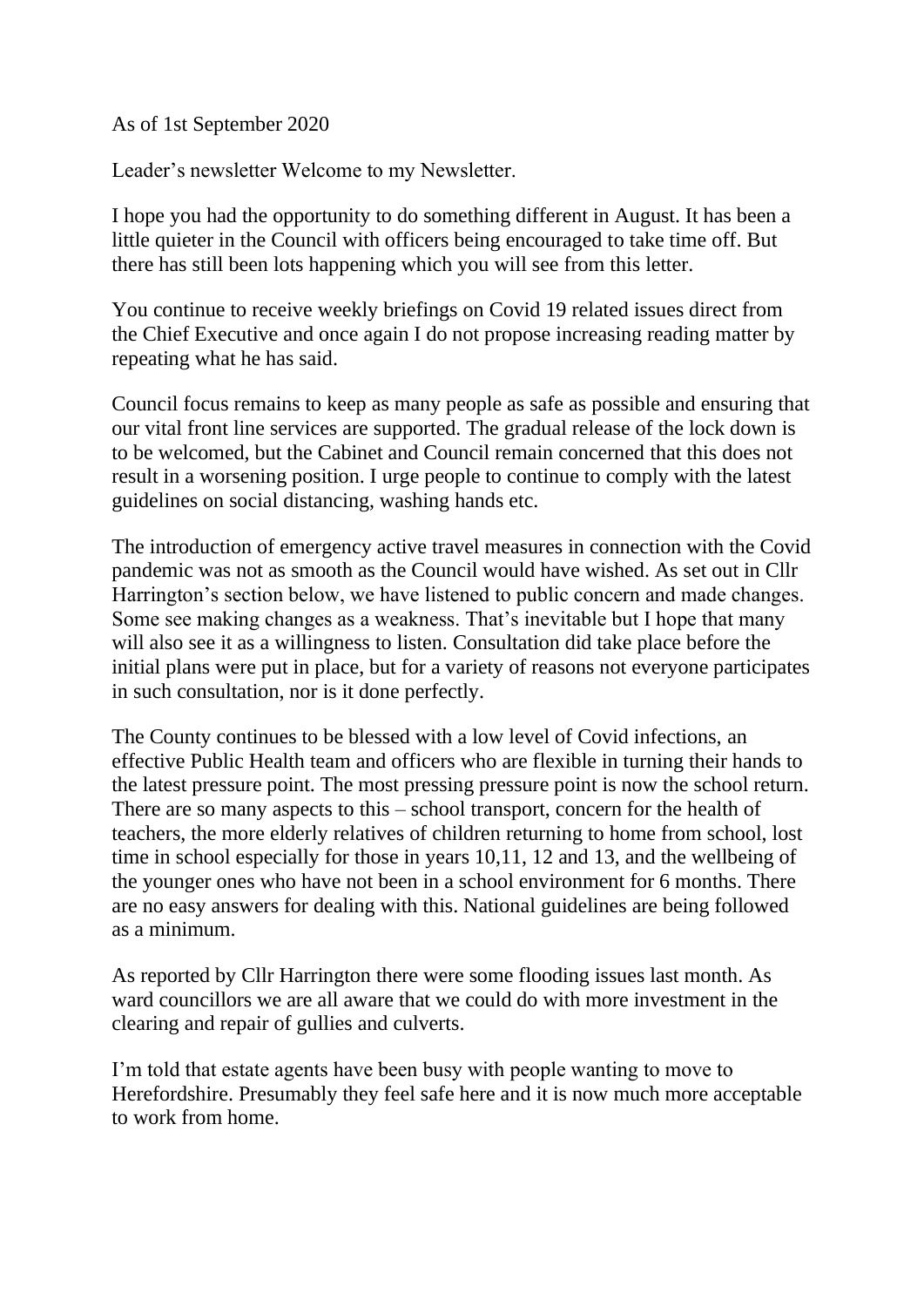As of 1st September 2020

Leader's newsletter Welcome to my Newsletter.

I hope you had the opportunity to do something different in August. It has been a little quieter in the Council with officers being encouraged to take time off. But there has still been lots happening which you will see from this letter.

You continue to receive weekly briefings on Covid 19 related issues direct from the Chief Executive and once again I do not propose increasing reading matter by repeating what he has said.

Council focus remains to keep as many people as safe as possible and ensuring that our vital front line services are supported. The gradual release of the lock down is to be welcomed, but the Cabinet and Council remain concerned that this does not result in a worsening position. I urge people to continue to comply with the latest guidelines on social distancing, washing hands etc.

The introduction of emergency active travel measures in connection with the Covid pandemic was not as smooth as the Council would have wished. As set out in Cllr Harrington's section below, we have listened to public concern and made changes. Some see making changes as a weakness. That's inevitable but I hope that many will also see it as a willingness to listen. Consultation did take place before the initial plans were put in place, but for a variety of reasons not everyone participates in such consultation, nor is it done perfectly.

The County continues to be blessed with a low level of Covid infections, an effective Public Health team and officers who are flexible in turning their hands to the latest pressure point. The most pressing pressure point is now the school return. There are so many aspects to this – school transport, concern for the health of teachers, the more elderly relatives of children returning to home from school, lost time in school especially for those in years 10,11, 12 and 13, and the wellbeing of the younger ones who have not been in a school environment for 6 months. There are no easy answers for dealing with this. National guidelines are being followed as a minimum.

As reported by Cllr Harrington there were some flooding issues last month. As ward councillors we are all aware that we could do with more investment in the clearing and repair of gullies and culverts.

I'm told that estate agents have been busy with people wanting to move to Herefordshire. Presumably they feel safe here and it is now much more acceptable to work from home.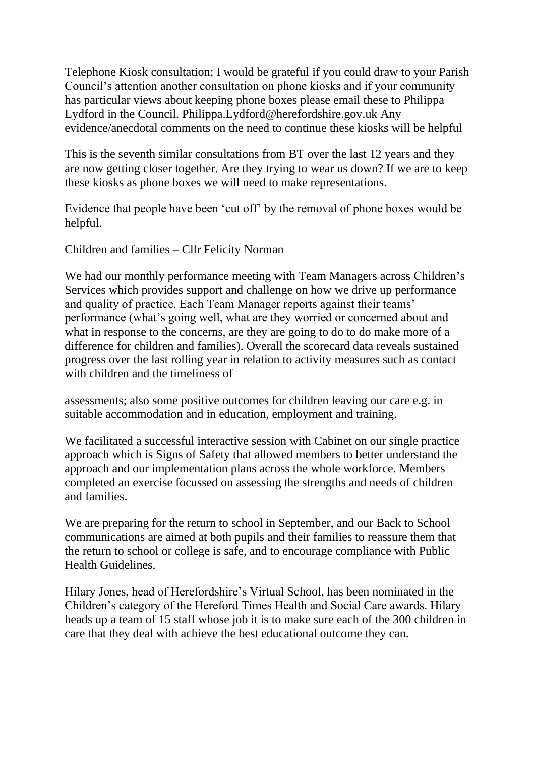Telephone Kiosk consultation; I would be grateful if you could draw to your Parish Council's attention another consultation on phone kiosks and if your community has particular views about keeping phone boxes please email these to Philippa Lydford in the Council. Philippa.Lydford@herefordshire.gov.uk Any evidence/anecdotal comments on the need to continue these kiosks will be helpful

This is the seventh similar consultations from BT over the last 12 years and they are now getting closer together. Are they trying to wear us down? If we are to keep these kiosks as phone boxes we will need to make representations.

Evidence that people have been 'cut off' by the removal of phone boxes would be helpful.

Children and families – Cllr Felicity Norman

We had our monthly performance meeting with Team Managers across Children's Services which provides support and challenge on how we drive up performance and quality of practice. Each Team Manager reports against their teams' performance (what's going well, what are they worried or concerned about and what in response to the concerns, are they are going to do to do make more of a difference for children and families). Overall the scorecard data reveals sustained progress over the last rolling year in relation to activity measures such as contact with children and the timeliness of assessments; also some positive outcomes for children leaving our care e.g. in suitable accommodation and in education, employment and training.

We facilitated a successful interactive session with Cabinet on our single practice approach which is Signs of Safety that allowed members to better understand the approach and our implementation plans across the whole workforce. Members completed an exercise focussed on assessing the strengths and needs of children and families.

We are preparing for the return to school in September, and our Back to School communications are aimed at both pupils and their families to reassure them that the return to school or college is safe, and to encourage compliance with Public Health Guidelines.

Hilary Jones, head of Herefordshire's Virtual School, has been nominated in the Children's category of the Hereford Times Health and Social Care awards. Hilary heads up a team of 15 staff whose job it is to make sure each of the 300 children in care that they deal with achieve the best educational outcome they can.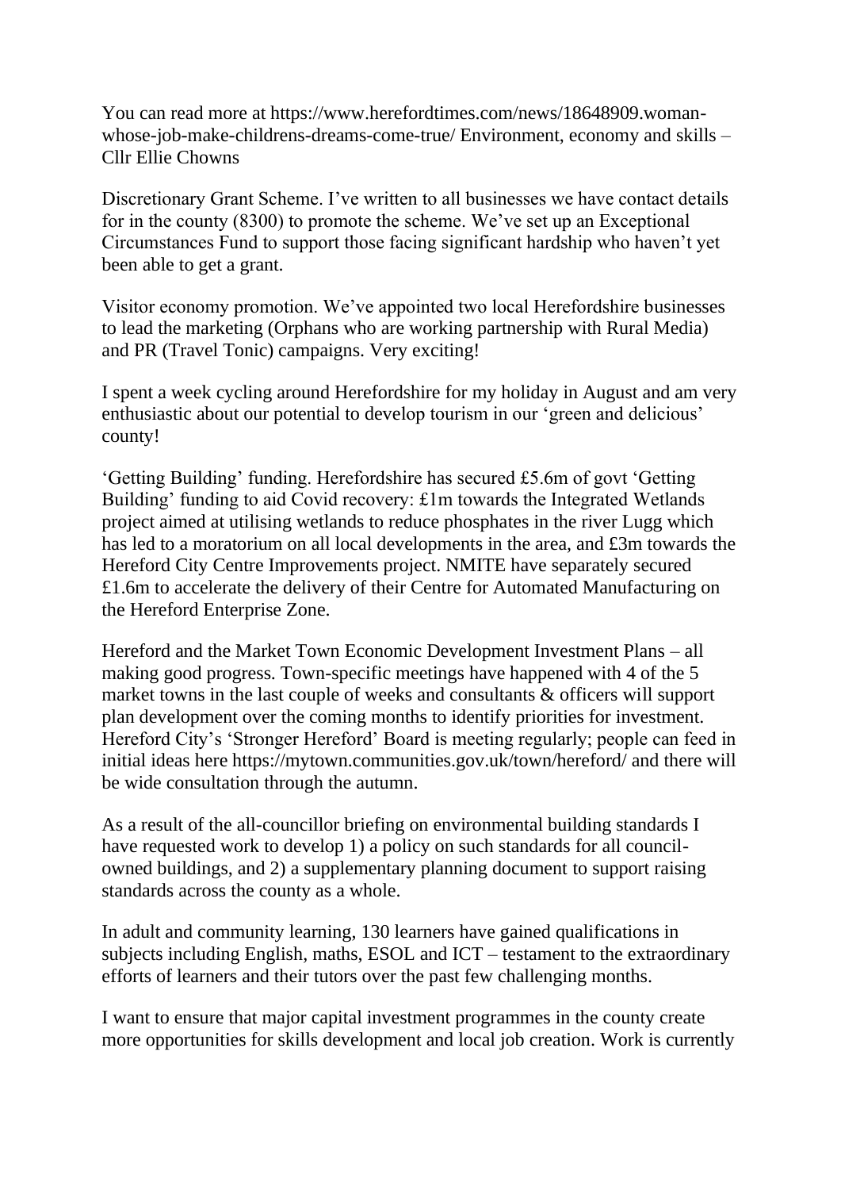You can read more at https://www.herefordtimes.com/news/18648909.woman-whose-job-make-childrens-dreams-come-true/ Environment, economy and skills – Cllr Ellie Chowns

Discretionary Grant Scheme. I've written to all businesses we have contact details for in the county (8300) to promote the scheme. We've set up an Exceptional Circumstances Fund to support those facing significant hardship who haven't yet been able to get a grant.

Visitor economy promotion. We've appointed two local Herefordshire businesses to lead the marketing (Orphans who are working partnership with Rural Media) and PR (Travel Tonic) campaigns. Very exciting!

I spent a week cycling around Herefordshire for my holiday in August and am very enthusiastic about our potential to develop tourism in our 'green and delicious' county!

'Getting Building' funding. Herefordshire has secured £5.6m of govt 'Getting Building' funding to aid Covid recovery: £1m towards the Integrated Wetlands project aimed at utilising wetlands to reduce phosphates in the river Lugg which has led to a moratorium on all local developments in the area, and £3m towards the Hereford City Centre Improvements project. NMITE have separately secured £1.6m to accelerate the delivery of their Centre for Automated Manufacturing on the Hereford Enterprise Zone.

Hereford and the Market Town Economic Development Investment Plans – all making good progress. Town-specific meetings have happened with 4 of the 5 market towns in the last couple of weeks and consultants & officers will support plan development over the coming months to identify priorities for investment. Hereford City's 'Stronger Hereford' Board is meeting regularly; people can feed in initial ideas here https://mytown.communities.gov.uk/town/hereford/ and there will be wide consultation through the autumn.

As a result of the all-councillor briefing on environmental building standards I have requested work to develop 1) a policy on such standards for all council-owned buildings, and 2) a supplementary planning document to support raising standards across the county as a whole.

In adult and community learning, 130 learners have gained qualifications in subjects including English, maths, ESOL and ICT – testament to the extraordinary efforts of learners and their tutors over the past few challenging months.

I want to ensure that major capital investment programmes in the county create more opportunities for skills development and local job creation. Work is currently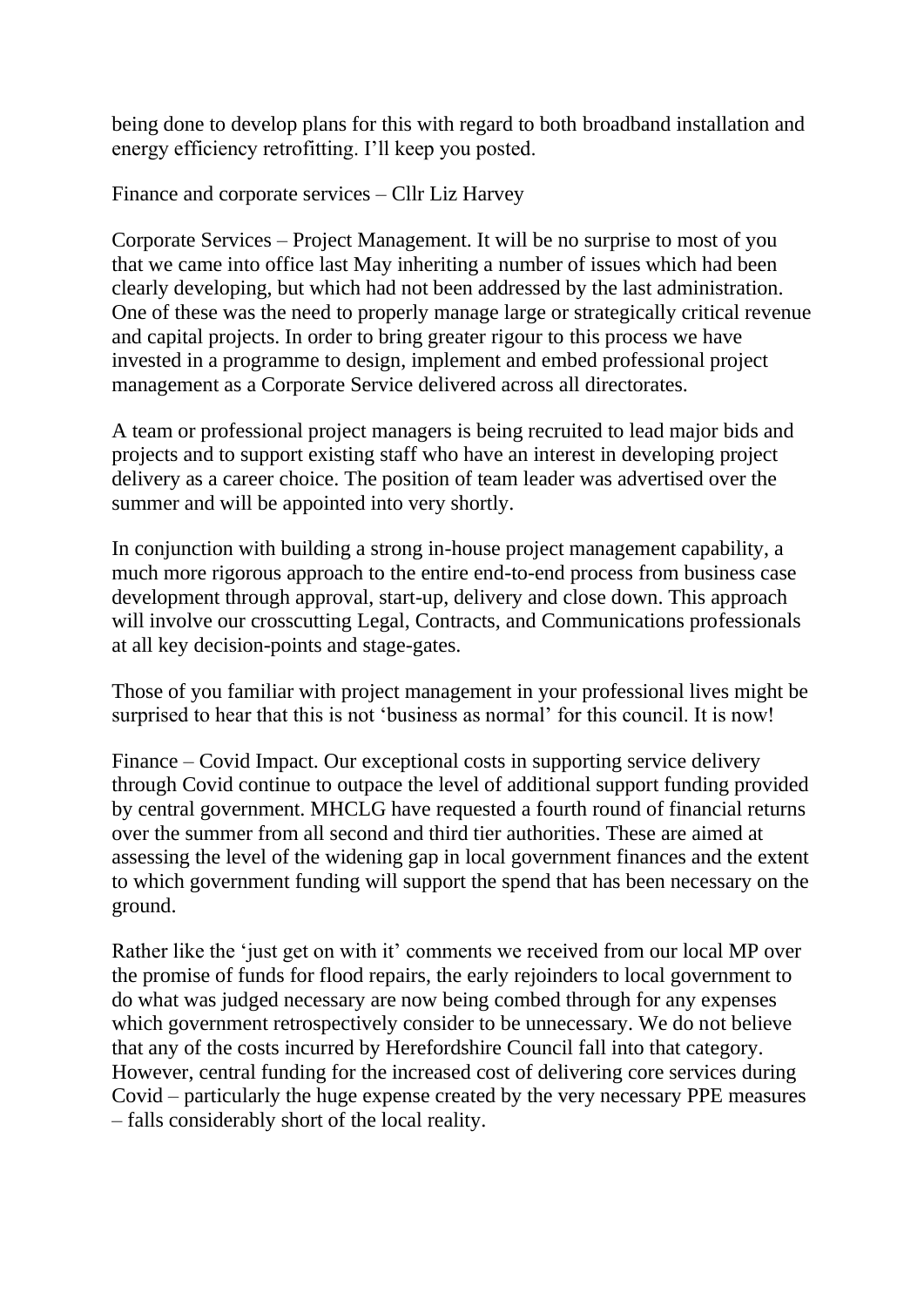being done to develop plans for this with regard to both broadband installation and energy efficiency retrofitting. I'll keep you posted.

Finance and corporate services – Cllr Liz Harvey

Corporate Services – Project Management. It will be no surprise to most of you that we came into office last May inheriting a number of issues which had been clearly developing, but which had not been addressed by the last administration. One of these was the need to properly manage large or strategically critical revenue and capital projects. In order to bring greater rigour to this process we have invested in a programme to design, implement and embed professional project management as a Corporate Service delivered across all directorates.

A team or professional project managers is being recruited to lead major bids and projects and to support existing staff who have an interest in developing project delivery as a career choice. The position of team leader was advertised over the summer and will be appointed into very shortly.

In conjunction with building a strong in-house project management capability, a much more rigorous approach to the entire end-to-end process from business case development through approval, start-up, delivery and close down. This approach will involve our crosscutting Legal, Contracts, and Communications professionals at all key decision-points and stage-gates.

Those of you familiar with project management in your professional lives might be surprised to hear that this is not 'business as normal' for this council. It is now!

Finance – Covid Impact. Our exceptional costs in supporting service delivery through Covid continue to outpace the level of additional support funding provided by central government. MHCLG have requested a fourth round of financial returns over the summer from all second and third tier authorities. These are aimed at assessing the level of the widening gap in local government finances and the extent to which government funding will support the spend that has been necessary on the ground.

Rather like the 'just get on with it' comments we received from our local MP over the promise of funds for flood repairs, the early rejoinders to local government to do what was judged necessary are now being combed through for any expenses which government retrospectively consider to be unnecessary. We do not believe that any of the costs incurred by Herefordshire Council fall into that category. However, central funding for the increased cost of delivering core services during Covid – particularly the huge expense created by the very necessary PPE measures – falls considerably short of the local reality.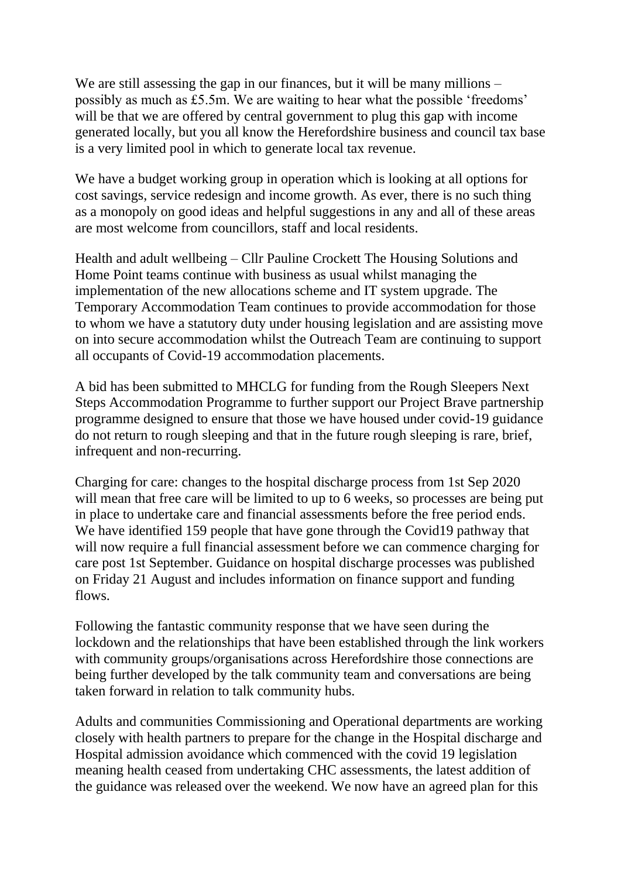We are still assessing the gap in our finances, but it will be many millions – possibly as much as £5.5m. We are waiting to hear what the possible 'freedoms' will be that we are offered by central government to plug this gap with income generated locally, but you all know the Herefordshire business and council tax base is a very limited pool in which to generate local tax revenue.

We have a budget working group in operation which is looking at all options for cost savings, service redesign and income growth. As ever, there is no such thing as a monopoly on good ideas and helpful suggestions in any and all of these areas are most welcome from councillors, staff and local residents.

Health and adult wellbeing – Cllr Pauline Crockett The Housing Solutions and Home Point teams continue with business as usual whilst managing the implementation of the new allocations scheme and IT system upgrade. The Temporary Accommodation Team continues to provide accommodation for those to whom we have a statutory duty under housing legislation and are assisting move on into secure accommodation whilst the Outreach Team are continuing to support all occupants of Covid-19 accommodation placements.

A bid has been submitted to MHCLG for funding from the Rough Sleepers Next Steps Accommodation Programme to further support our Project Brave partnership programme designed to ensure that those we have housed under covid-19 guidance do not return to rough sleeping and that in the future rough sleeping is rare, brief, infrequent and non-recurring.

Charging for care: changes to the hospital discharge process from 1st Sep 2020 will mean that free care will be limited to up to 6 weeks, so processes are being put in place to undertake care and financial assessments before the free period ends. We have identified 159 people that have gone through the Covid19 pathway that will now require a full financial assessment before we can commence charging for care post 1st September. Guidance on hospital discharge processes was published on Friday 21 August and includes information on finance support and funding flows.

Following the fantastic community response that we have seen during the lockdown and the relationships that have been established through the link workers with community groups/organisations across Herefordshire those connections are being further developed by the talk community team and conversations are being taken forward in relation to talk community hubs.

Adults and communities Commissioning and Operational departments are working closely with health partners to prepare for the change in the Hospital discharge and Hospital admission avoidance which commenced with the covid 19 legislation meaning health ceased from undertaking CHC assessments, the latest addition of the guidance was released over the weekend. We now have an agreed plan for this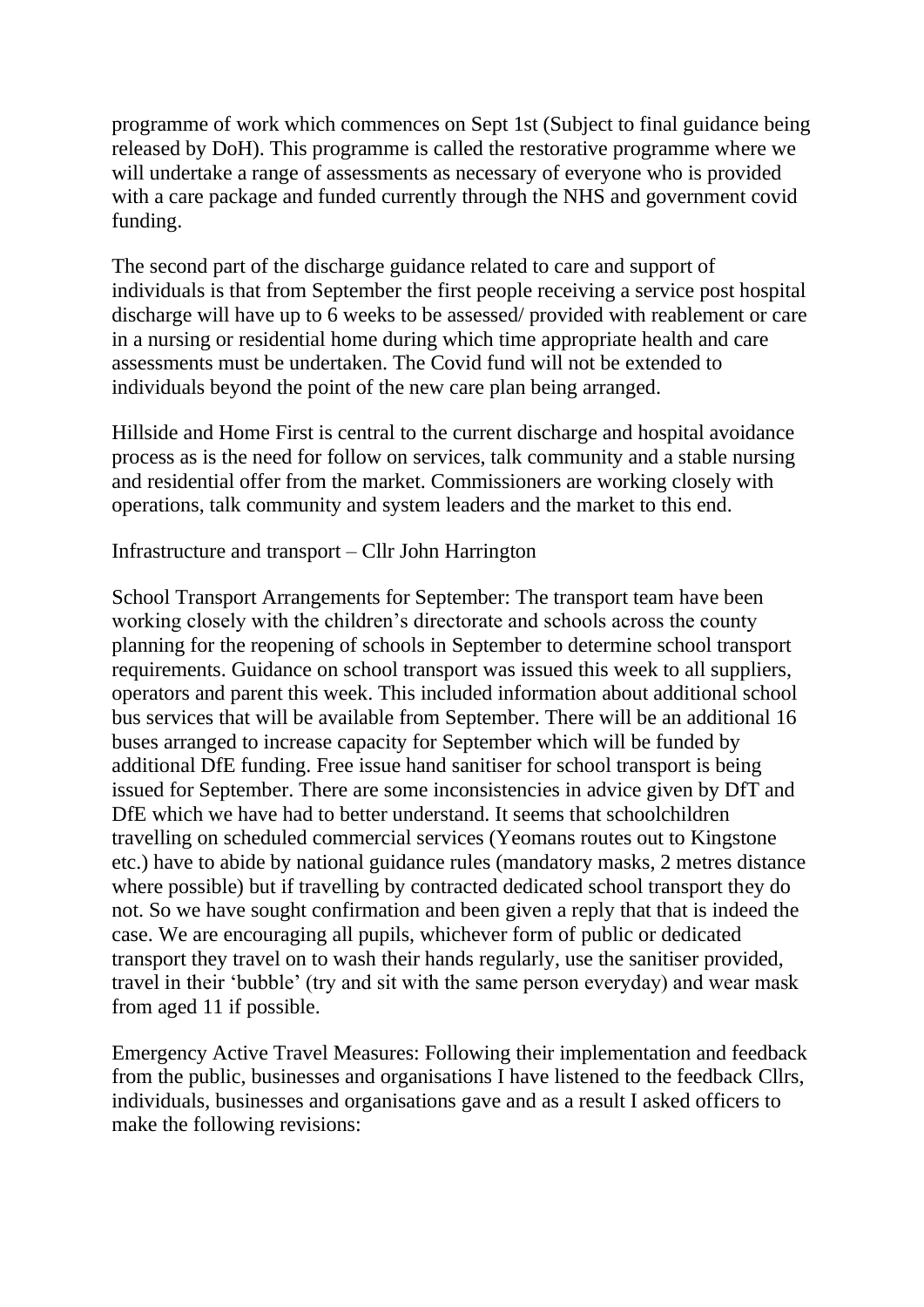programme of work which commences on Sept 1st (Subject to final guidance being released by DoH). This programme is called the restorative programme where we will undertake a range of assessments as necessary of everyone who is provided with a care package and funded currently through the NHS and government covid funding.

The second part of the discharge guidance related to care and support of individuals is that from September the first people receiving a service post hospital discharge will have up to 6 weeks to be assessed/ provided with reablement or care in a nursing or residential home during which time appropriate health and care assessments must be undertaken. The Covid fund will not be extended to individuals beyond the point of the new care plan being arranged.

Hillside and Home First is central to the current discharge and hospital avoidance process as is the need for follow on services, talk community and a stable nursing and residential offer from the market. Commissioners are working closely with operations, talk community and system leaders and the market to this end.

Infrastructure and transport – Cllr John Harrington

School Transport Arrangements for September: The transport team have been working closely with the children's directorate and schools across the county planning for the reopening of schools in September to determine school transport requirements. Guidance on school transport was issued this week to all suppliers, operators and parent this week. This included information about additional school bus services that will be available from September. There will be an additional 16 buses arranged to increase capacity for September which will be funded by additional DfE funding. Free issue hand sanitiser for school transport is being issued for September. There are some inconsistencies in advice given by DfT and DfE which we have had to better understand. It seems that schoolchildren travelling on scheduled commercial services (Yeomans routes out to Kingstone etc.) have to abide by national guidance rules (mandatory masks, 2 metres distance where possible) but if travelling by contracted dedicated school transport they do not. So we have sought confirmation and been given a reply that that is indeed the case. We are encouraging all pupils, whichever form of public or dedicated transport they travel on to wash their hands regularly, use the sanitiser provided, travel in their 'bubble' (try and sit with the same person everyday) and wear mask from aged 11 if possible.

Emergency Active Travel Measures: Following their implementation and feedback from the public, businesses and organisations I have listened to the feedback Cllrs, individuals, businesses and organisations gave and as a result I asked officers to make the following revisions: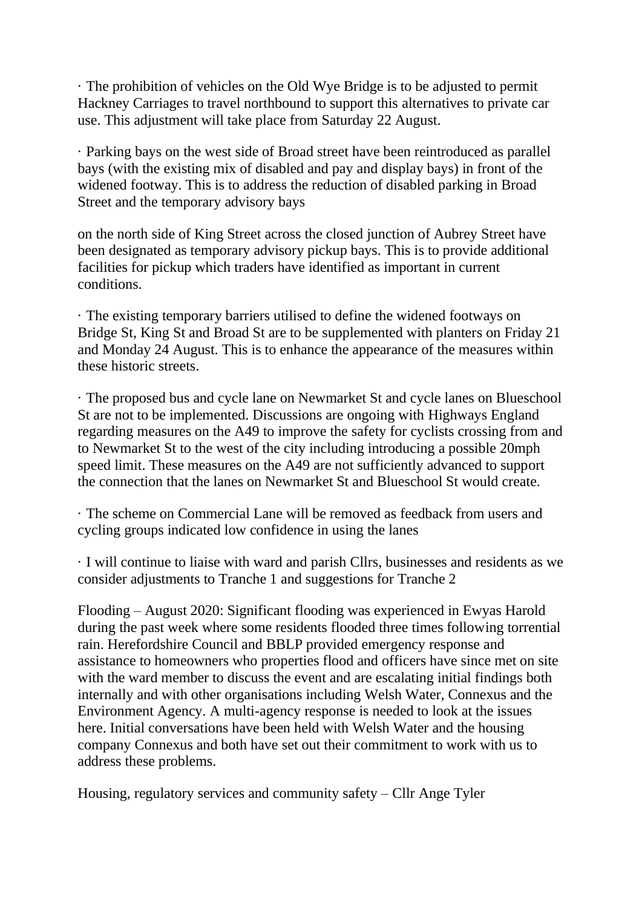· The prohibition of vehicles on the Old Wye Bridge is to be adjusted to permit Hackney Carriages to travel northbound to support this alternatives to private car use. This adjustment will take place from Saturday 22 August.

· Parking bays on the west side of Broad street have been reintroduced as parallel bays (with the existing mix of disabled and pay and display bays) in front of the widened footway. This is to address the reduction of disabled parking in Broad Street and the temporary advisory bays

on the north side of King Street across the closed junction of Aubrey Street have been designated as temporary advisory pickup bays. This is to provide additional facilities for pickup which traders have identified as important in current conditions.

· The existing temporary barriers utilised to define the widened footways on Bridge St, King St and Broad St are to be supplemented with planters on Friday 21 and Monday 24 August. This is to enhance the appearance of the measures within these historic streets.

· The proposed bus and cycle lane on Newmarket St and cycle lanes on Blueschool St are not to be implemented. Discussions are ongoing with Highways England regarding measures on the A49 to improve the safety for cyclists crossing from and to Newmarket St to the west of the city including introducing a possible 20mph speed limit. These measures on the A49 are not sufficiently advanced to support the connection that the lanes on Newmarket St and Blueschool St would create.

· The scheme on Commercial Lane will be removed as feedback from users and cycling groups indicated low confidence in using the lanes

· I will continue to liaise with ward and parish Cllrs, businesses and residents as we consider adjustments to Tranche 1 and suggestions for Tranche 2

Flooding – August 2020: Significant flooding was experienced in Ewyas Harold during the past week where some residents flooded three times following torrential rain. Herefordshire Council and BBLP provided emergency response and assistance to homeowners who properties flood and officers have since met on site with the ward member to discuss the event and are escalating initial findings both internally and with other organisations including Welsh Water, Connexus and the Environment Agency. A multi-agency response is needed to look at the issues here. Initial conversations have been held with Welsh Water and the housing company Connexus and both have set out their commitment to work with us to address these problems.

Housing, regulatory services and community safety – Cllr Ange Tyler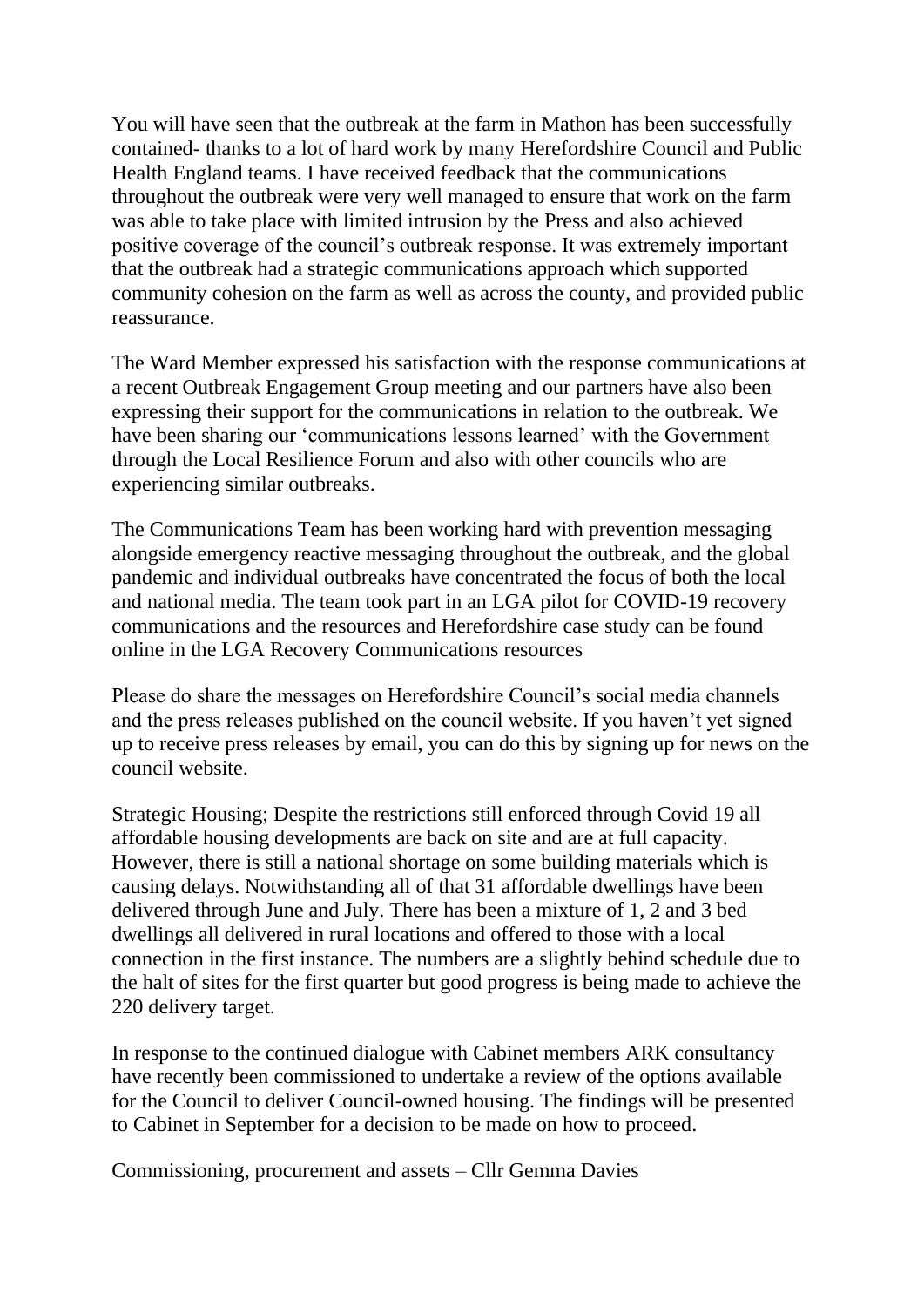You will have seen that the outbreak at the farm in Mathon has been successfully contained- thanks to a lot of hard work by many Herefordshire Council and Public Health England teams. I have received feedback that the communications throughout the outbreak were very well managed to ensure that work on the farm was able to take place with limited intrusion by the Press and also achieved positive coverage of the council's outbreak response. It was extremely important that the outbreak had a strategic communications approach which supported community cohesion on the farm as well as across the county, and provided public reassurance.

The Ward Member expressed his satisfaction with the response communications at a recent Outbreak Engagement Group meeting and our partners have also been expressing their support for the communications in relation to the outbreak. We have been sharing our 'communications lessons learned' with the Government through the Local Resilience Forum and also with other councils who are experiencing similar outbreaks.

The Communications Team has been working hard with prevention messaging alongside emergency reactive messaging throughout the outbreak, and the global pandemic and individual outbreaks have concentrated the focus of both the local and national media. The team took part in an LGA pilot for COVID-19 recovery communications and the resources and Herefordshire case study can be found online in the LGA Recovery Communications resources

Please do share the messages on Herefordshire Council's social media channels and the press releases published on the council website. If you haven't yet signed up to receive press releases by email, you can do this by signing up for news on the council website.

Strategic Housing; Despite the restrictions still enforced through Covid 19 all affordable housing developments are back on site and are at full capacity. However, there is still a national shortage on some building materials which is causing delays. Notwithstanding all of that 31 affordable dwellings have been delivered through June and July. There has been a mixture of 1, 2 and 3 bed dwellings all delivered in rural locations and offered to those with a local connection in the first instance. The numbers are a slightly behind schedule due to the halt of sites for the first quarter but good progress is being made to achieve the 220 delivery target.

In response to the continued dialogue with Cabinet members ARK consultancy have recently been commissioned to undertake a review of the options available for the Council to deliver Council-owned housing. The findings will be presented to Cabinet in September for a decision to be made on how to proceed.

Commissioning, procurement and assets – Cllr Gemma Davies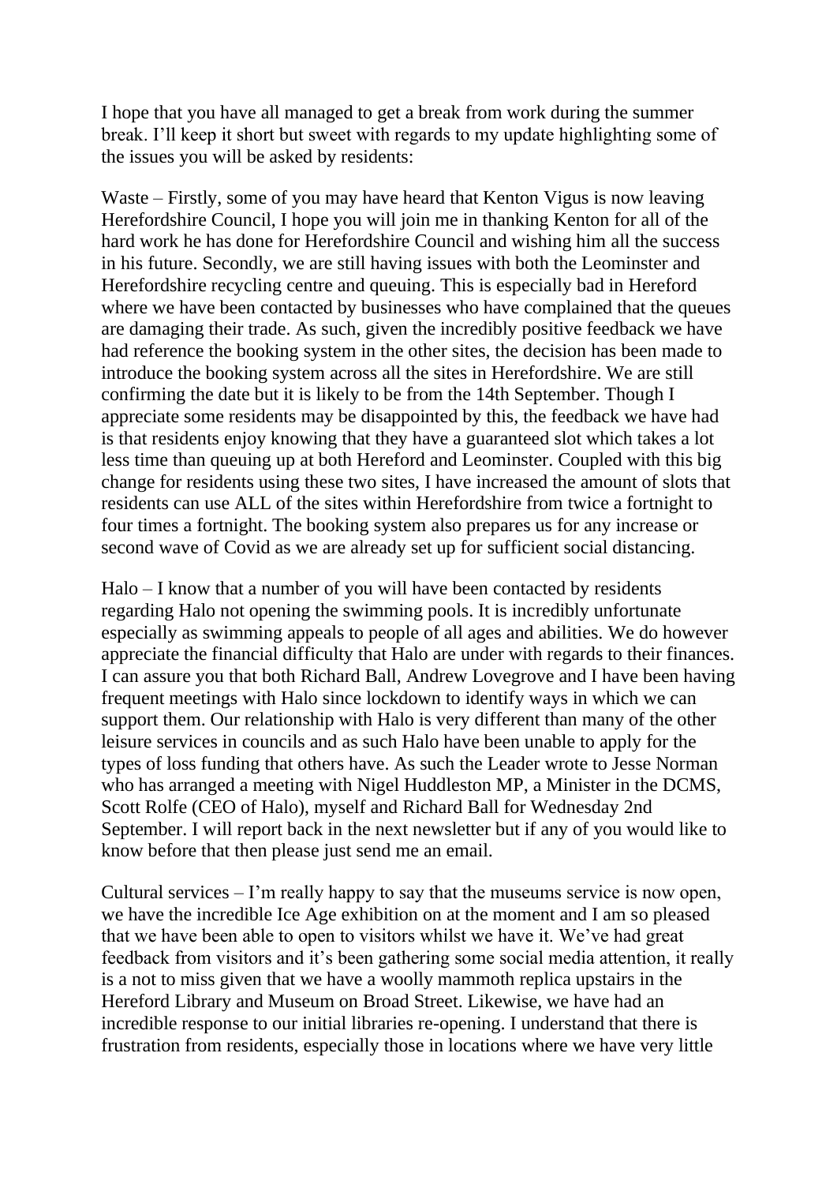I hope that you have all managed to get a break from work during the summer break. I'll keep it short but sweet with regards to my update highlighting some of the issues you will be asked by residents:

Waste – Firstly, some of you may have heard that Kenton Vigus is now leaving Herefordshire Council, I hope you will join me in thanking Kenton for all of the hard work he has done for Herefordshire Council and wishing him all the success in his future. Secondly, we are still having issues with both the Leominster and Herefordshire recycling centre and queuing. This is especially bad in Hereford where we have been contacted by businesses who have complained that the queues are damaging their trade. As such, given the incredibly positive feedback we have had reference the booking system in the other sites, the decision has been made to introduce the booking system across all the sites in Herefordshire. We are still confirming the date but it is likely to be from the 14th September. Though I appreciate some residents may be disappointed by this, the feedback we have had is that residents enjoy knowing that they have a guaranteed slot which takes a lot less time than queuing up at both Hereford and Leominster. Coupled with this big change for residents using these two sites, I have increased the amount of slots that residents can use ALL of the sites within Herefordshire from twice a fortnight to four times a fortnight. The booking system also prepares us for any increase or second wave of Covid as we are already set up for sufficient social distancing.

Halo – I know that a number of you will have been contacted by residents regarding Halo not opening the swimming pools. It is incredibly unfortunate especially as swimming appeals to people of all ages and abilities. We do however appreciate the financial difficulty that Halo are under with regards to their finances. I can assure you that both Richard Ball, Andrew Lovegrove and I have been having frequent meetings with Halo since lockdown to identify ways in which we can support them. Our relationship with Halo is very different than many of the other leisure services in councils and as such Halo have been unable to apply for the types of loss funding that others have. As such the Leader wrote to Jesse Norman who has arranged a meeting with Nigel Huddleston MP, a Minister in the DCMS, Scott Rolfe (CEO of Halo), myself and Richard Ball for Wednesday 2nd September. I will report back in the next newsletter but if any of you would like to know before that then please just send me an email.

Cultural services – I'm really happy to say that the museums service is now open, we have the incredible Ice Age exhibition on at the moment and I am so pleased that we have been able to open to visitors whilst we have it. We've had great feedback from visitors and it's been gathering some social media attention, it really is a not to miss given that we have a woolly mammoth replica upstairs in the Hereford Library and Museum on Broad Street. Likewise, we have had an incredible response to our initial libraries re-opening. I understand that there is frustration from residents, especially those in locations where we have very little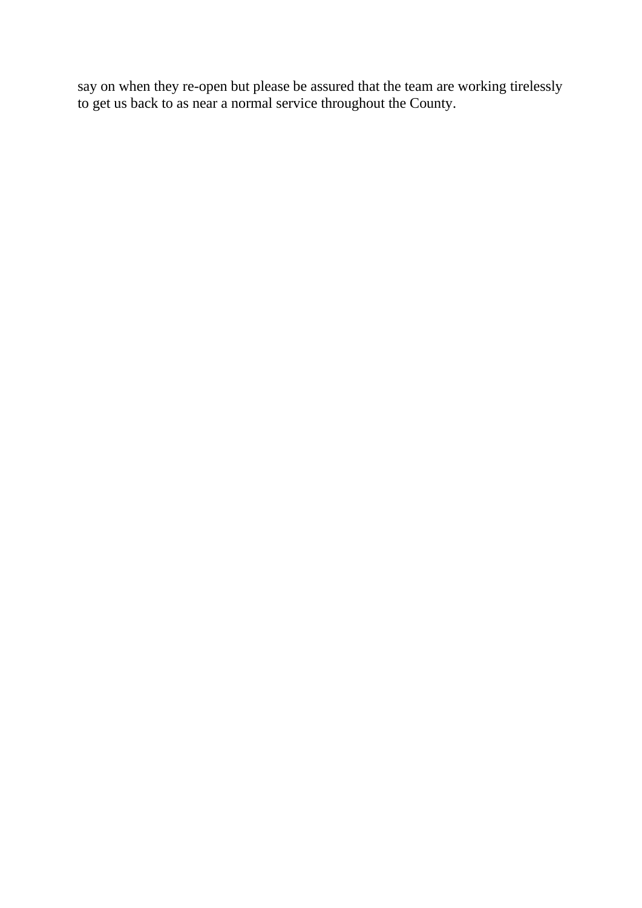say on when they re-open but please be assured that the team are working tirelessly to get us back to as near a normal service throughout the County.